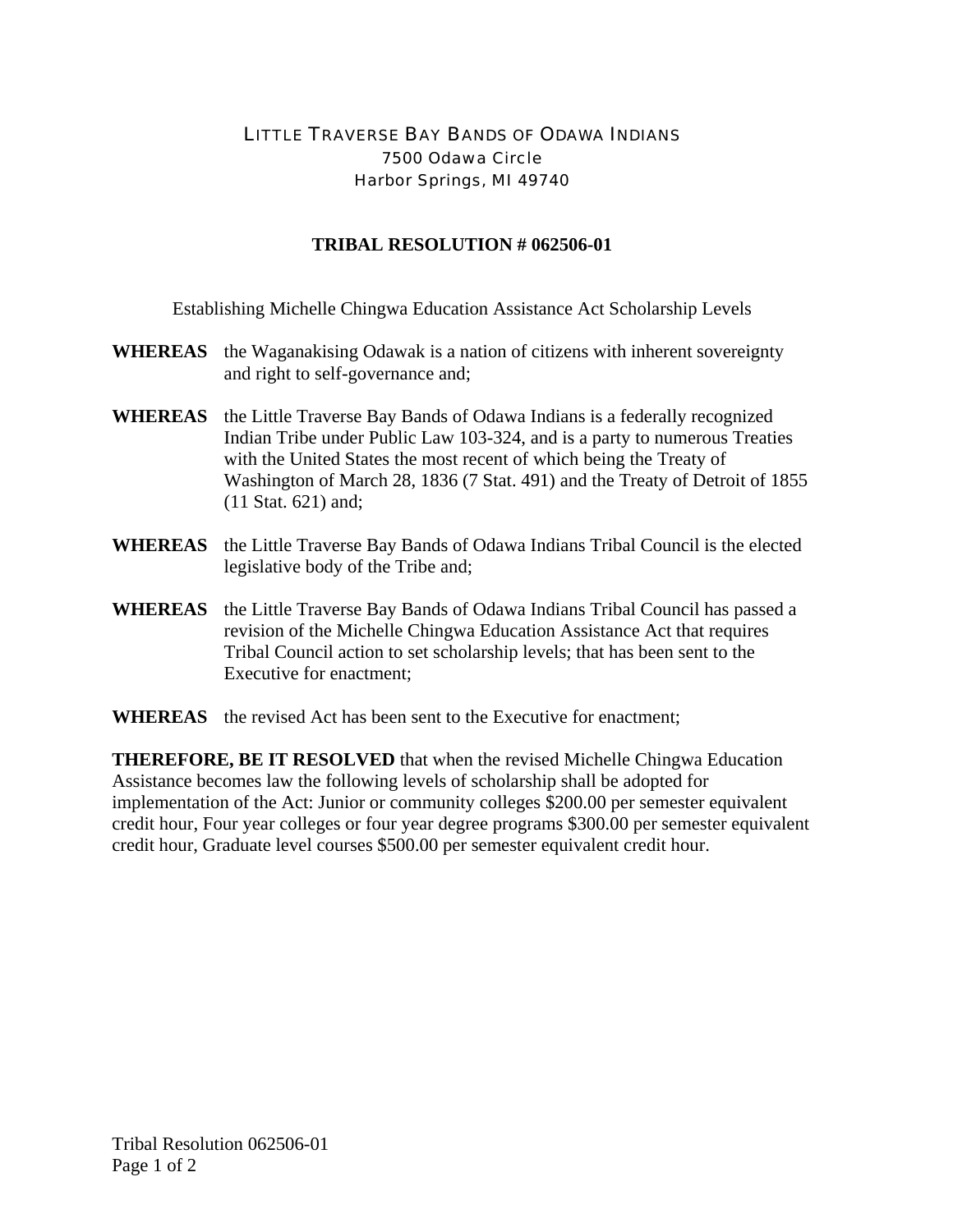LITTLE TRAVERSE BAY BANDS OF ODAWA INDIANS
7500 Odawa Circle
Harbor Springs, MI 49740

# TRIBAL RESOLUTION # 062506-01

Establishing Michelle Chingwa Education Assistance Act Scholarship Levels

**WHEREAS** the Waganakising Odawak is a nation of citizens with inherent sovereignty and right to self-governance and;

**WHEREAS** the Little Traverse Bay Bands of Odawa Indians is a federally recognized Indian Tribe under Public Law 103-324, and is a party to numerous Treaties with the United States the most recent of which being the Treaty of Washington of March 28, 1836 (7 Stat. 491) and the Treaty of Detroit of 1855 (11 Stat. 621) and;

**WHEREAS** the Little Traverse Bay Bands of Odawa Indians Tribal Council is the elected legislative body of the Tribe and;

**WHEREAS** the Little Traverse Bay Bands of Odawa Indians Tribal Council has passed a revision of the Michelle Chingwa Education Assistance Act that requires Tribal Council action to set scholarship levels; that has been sent to the Executive for enactment;

**WHEREAS** the revised Act has been sent to the Executive for enactment;

**THEREFORE, BE IT RESOLVED** that when the revised Michelle Chingwa Education Assistance becomes law the following levels of scholarship shall be adopted for implementation of the Act: Junior or community colleges $200.00 per semester equivalent credit hour, Four year colleges or four year degree programs $300.00 per semester equivalent credit hour, Graduate level courses $500.00 per semester equivalent credit hour.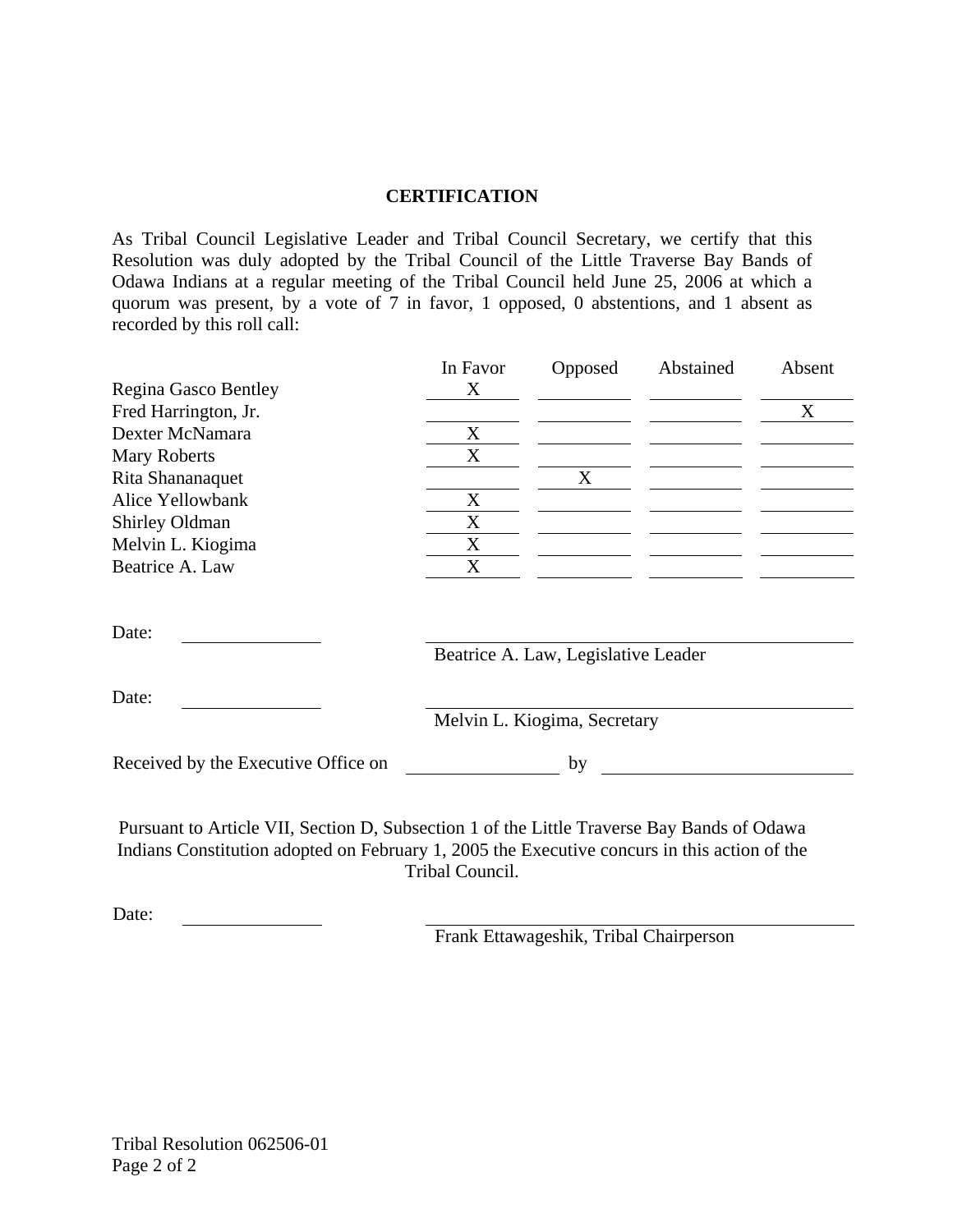## CERTIFICATION

As Tribal Council Legislative Leader and Tribal Council Secretary, we certify that this Resolution was duly adopted by the Tribal Council of the Little Traverse Bay Bands of Odawa Indians at a regular meeting of the Tribal Council held June 25, 2006 at which a quorum was present, by a vote of 7 in favor, 1 opposed, 0 abstentions, and 1 absent as recorded by this roll call:

| | In Favor | Opposed | Abstained | Absent |
|---|---|---|---|---|
| Regina Gasco Bentley | X | | | |
| Fred Harrington, Jr. | | | | X |
| Dexter McNamara | X | | | |
| Mary Roberts | X | | | |
| Rita Shananaquet | | X | | |
| Alice Yellowbank | X | | | |
| Shirley Oldman | X | | | |
| Melvin L. Kiogima | X | | | |
| Beatrice A. Law | X | | | |

Date: ______________ ________________________________
Beatrice A. Law, Legislative Leader

Date: ______________ ________________________________
Melvin L. Kiogima, Secretary

Received by the Executive Office on ______________ by ______________________

Pursuant to Article VII, Section D, Subsection 1 of the Little Traverse Bay Bands of Odawa Indians Constitution adopted on February 1, 2005 the Executive concurs in this action of the Tribal Council.

Date: ______________ ________________________________
Frank Ettawageshik, Tribal Chairperson

Tribal Resolution 062506-01